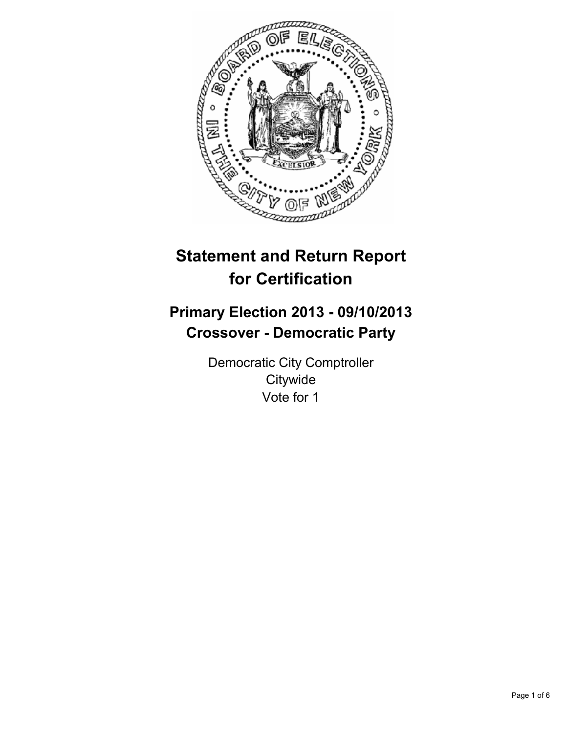# Statement and Return Report for Certification

## Primary Election 2013 - 09/10/2013
## Crossover - Democratic Party

Democratic City Comptroller
Citywide
Vote for 1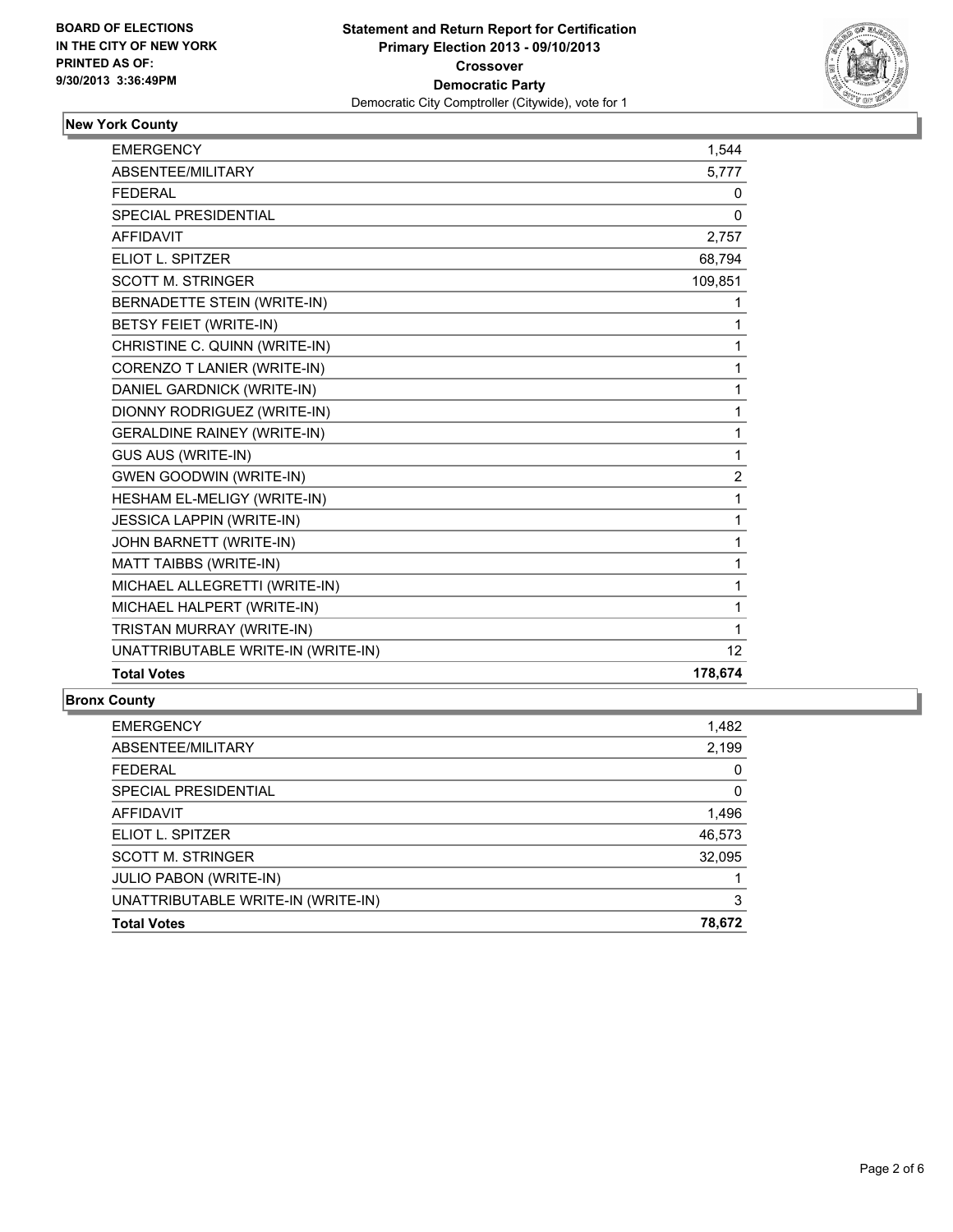**BOARD OF ELECTIONS IN THE CITY OF NEW YORK PRINTED AS OF: 9/30/2013 3:36:49PM**

**Statement and Return Report for Certification**
**Primary Election 2013 - 09/10/2013**
**Crossover**
**Democratic Party**
Democratic City Comptroller (Citywide), vote for 1

## New York County

| | |
|---|---|
| EMERGENCY | 1,544 |
| ABSENTEE/MILITARY | 5,777 |
| FEDERAL | 0 |
| SPECIAL PRESIDENTIAL | 0 |
| AFFIDAVIT | 2,757 |
| ELIOT L. SPITZER | 68,794 |
| SCOTT M. STRINGER | 109,851 |
| BERNADETTE STEIN (WRITE-IN) | 1 |
| BETSY FEIET (WRITE-IN) | 1 |
| CHRISTINE C. QUINN (WRITE-IN) | 1 |
| CORENZO T LANIER (WRITE-IN) | 1 |
| DANIEL GARDNICK (WRITE-IN) | 1 |
| DIONNY RODRIGUEZ (WRITE-IN) | 1 |
| GERALDINE RAINEY (WRITE-IN) | 1 |
| GUS AUS (WRITE-IN) | 1 |
| GWEN GOODWIN (WRITE-IN) | 2 |
| HESHAM EL-MELIGY (WRITE-IN) | 1 |
| JESSICA LAPPIN (WRITE-IN) | 1 |
| JOHN BARNETT (WRITE-IN) | 1 |
| MATT TAIBBS (WRITE-IN) | 1 |
| MICHAEL ALLEGRETTI (WRITE-IN) | 1 |
| MICHAEL HALPERT (WRITE-IN) | 1 |
| TRISTAN MURRAY (WRITE-IN) | 1 |
| UNATTRIBUTABLE WRITE-IN (WRITE-IN) | 12 |
| **Total Votes** | **178,674** |

## Bronx County

| | |
|---|---|
| EMERGENCY | 1,482 |
| ABSENTEE/MILITARY | 2,199 |
| FEDERAL | 0 |
| SPECIAL PRESIDENTIAL | 0 |
| AFFIDAVIT | 1,496 |
| ELIOT L. SPITZER | 46,573 |
| SCOTT M. STRINGER | 32,095 |
| JULIO PABON (WRITE-IN) | 1 |
| UNATTRIBUTABLE WRITE-IN (WRITE-IN) | 3 |
| **Total Votes** | **78,672** |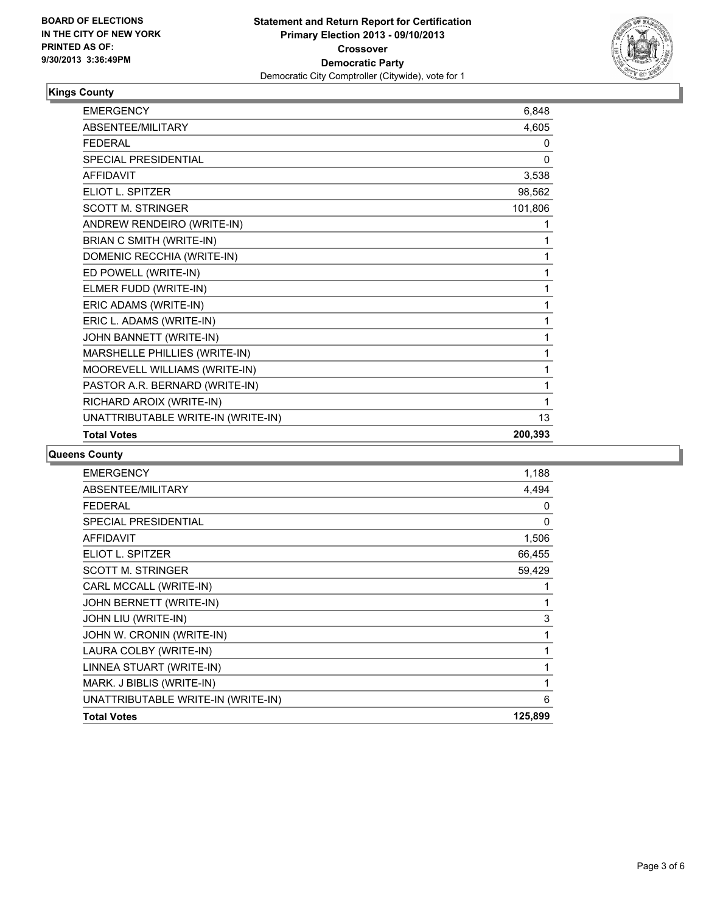BOARD OF ELECTIONS
IN THE CITY OF NEW YORK
PRINTED AS OF:
9/30/2013 3:36:49PM

**Statement and Return Report for Certification**
**Primary Election 2013 - 09/10/2013**
**Crossover**
**Democratic Party**
Democratic City Comptroller (Citywide), vote for 1

### Kings County

| | |
|---|---|
| EMERGENCY | 6,848 |
| ABSENTEE/MILITARY | 4,605 |
| FEDERAL | 0 |
| SPECIAL PRESIDENTIAL | 0 |
| AFFIDAVIT | 3,538 |
| ELIOT L. SPITZER | 98,562 |
| SCOTT M. STRINGER | 101,806 |
| ANDREW RENDEIRO (WRITE-IN) | 1 |
| BRIAN C SMITH (WRITE-IN) | 1 |
| DOMENIC RECCHIA (WRITE-IN) | 1 |
| ED POWELL (WRITE-IN) | 1 |
| ELMER FUDD (WRITE-IN) | 1 |
| ERIC ADAMS (WRITE-IN) | 1 |
| ERIC L. ADAMS (WRITE-IN) | 1 |
| JOHN BANNETT (WRITE-IN) | 1 |
| MARSHELLE PHILLIES (WRITE-IN) | 1 |
| MOOREVELL WILLIAMS (WRITE-IN) | 1 |
| PASTOR A.R. BERNARD (WRITE-IN) | 1 |
| RICHARD AROIX (WRITE-IN) | 1 |
| UNATTRIBUTABLE WRITE-IN (WRITE-IN) | 13 |
| **Total Votes** | **200,393** |

### Queens County

| | |
|---|---|
| EMERGENCY | 1,188 |
| ABSENTEE/MILITARY | 4,494 |
| FEDERAL | 0 |
| SPECIAL PRESIDENTIAL | 0 |
| AFFIDAVIT | 1,506 |
| ELIOT L. SPITZER | 66,455 |
| SCOTT M. STRINGER | 59,429 |
| CARL MCCALL (WRITE-IN) | 1 |
| JOHN BERNETT (WRITE-IN) | 1 |
| JOHN LIU (WRITE-IN) | 3 |
| JOHN W. CRONIN (WRITE-IN) | 1 |
| LAURA COLBY (WRITE-IN) | 1 |
| LINNEA STUART (WRITE-IN) | 1 |
| MARK. J BIBLIS (WRITE-IN) | 1 |
| UNATTRIBUTABLE WRITE-IN (WRITE-IN) | 6 |
| **Total Votes** | **125,899** |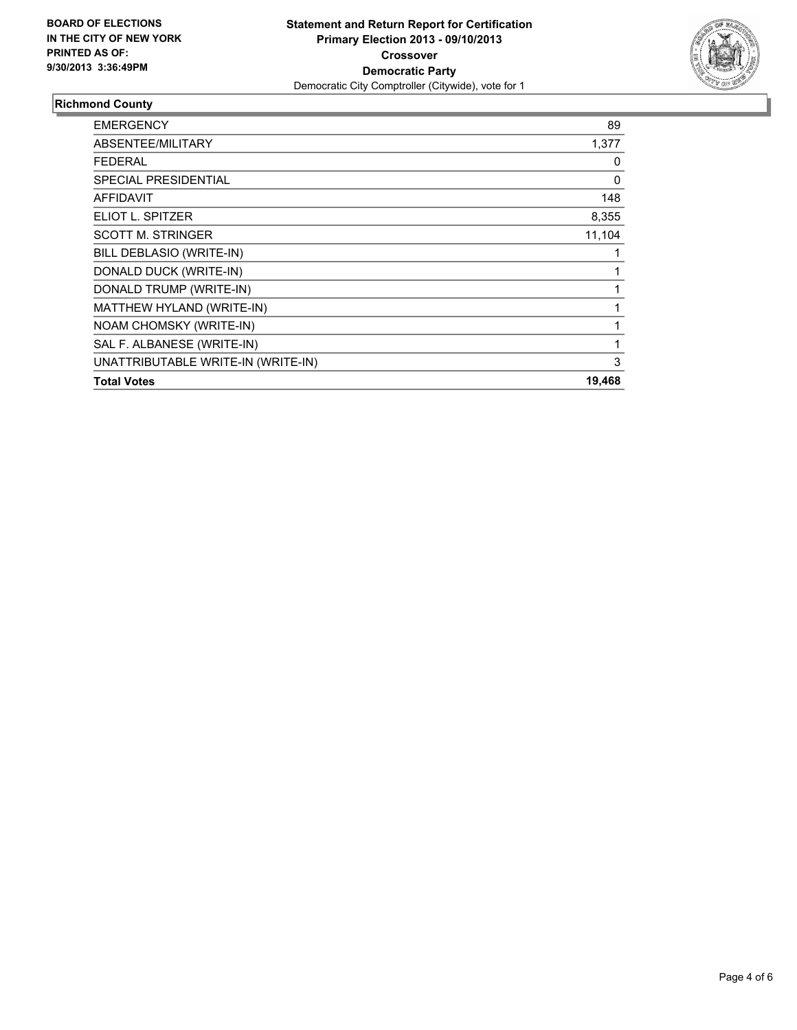**BOARD OF ELECTIONS IN THE CITY OF NEW YORK PRINTED AS OF: 9/30/2013 3:36:49PM**

**Statement and Return Report for Certification**
**Primary Election 2013 - 09/10/2013**
**Crossover**
**Democratic Party**
Democratic City Comptroller (Citywide), vote for 1

### Richmond County

| | |
|---|---|
| EMERGENCY | 89 |
| ABSENTEE/MILITARY | 1,377 |
| FEDERAL | 0 |
| SPECIAL PRESIDENTIAL | 0 |
| AFFIDAVIT | 148 |
| ELIOT L. SPITZER | 8,355 |
| SCOTT M. STRINGER | 11,104 |
| BILL DEBLASIO (WRITE-IN) | 1 |
| DONALD DUCK (WRITE-IN) | 1 |
| DONALD TRUMP (WRITE-IN) | 1 |
| MATTHEW HYLAND (WRITE-IN) | 1 |
| NOAM CHOMSKY (WRITE-IN) | 1 |
| SAL F. ALBANESE (WRITE-IN) | 1 |
| UNATTRIBUTABLE WRITE-IN (WRITE-IN) | 3 |
| **Total Votes** | **19,468** |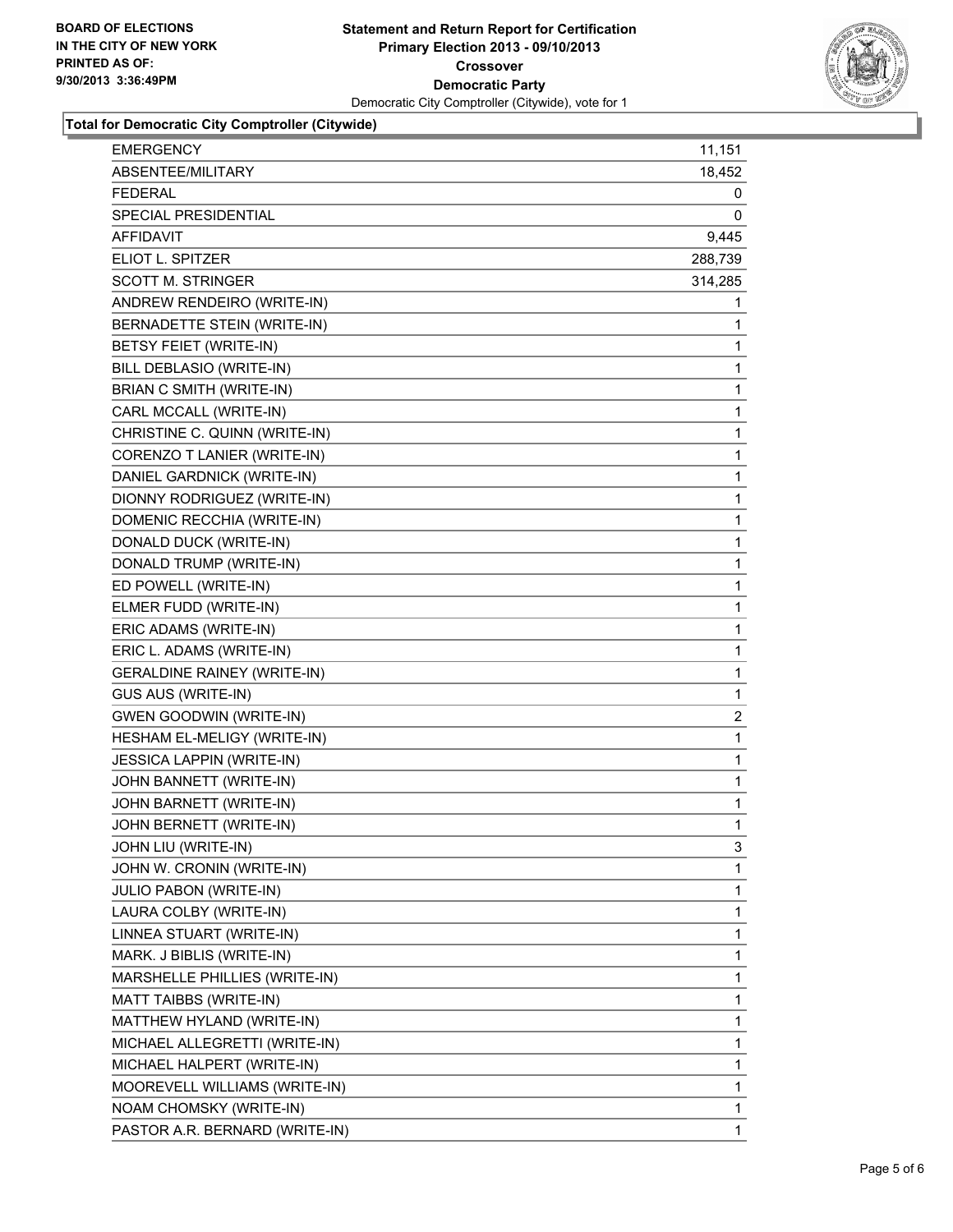BOARD OF ELECTIONS
IN THE CITY OF NEW YORK
PRINTED AS OF:
9/30/2013 3:36:49PM

**Statement and Return Report for Certification**
**Primary Election 2013 - 09/10/2013**
**Crossover**
**Democratic Party**
Democratic City Comptroller (Citywide), vote for 1

### Total for Democratic City Comptroller (Citywide)

| | |
|---|---|
| EMERGENCY | 11,151 |
| ABSENTEE/MILITARY | 18,452 |
| FEDERAL | 0 |
| SPECIAL PRESIDENTIAL | 0 |
| AFFIDAVIT | 9,445 |
| ELIOT L. SPITZER | 288,739 |
| SCOTT M. STRINGER | 314,285 |
| ANDREW RENDEIRO (WRITE-IN) | 1 |
| BERNADETTE STEIN (WRITE-IN) | 1 |
| BETSY FEIET (WRITE-IN) | 1 |
| BILL DEBLASIO (WRITE-IN) | 1 |
| BRIAN C SMITH (WRITE-IN) | 1 |
| CARL MCCALL (WRITE-IN) | 1 |
| CHRISTINE C. QUINN (WRITE-IN) | 1 |
| CORENZO T LANIER (WRITE-IN) | 1 |
| DANIEL GARDNICK (WRITE-IN) | 1 |
| DIONNY RODRIGUEZ (WRITE-IN) | 1 |
| DOMENIC RECCHIA (WRITE-IN) | 1 |
| DONALD DUCK (WRITE-IN) | 1 |
| DONALD TRUMP (WRITE-IN) | 1 |
| ED POWELL (WRITE-IN) | 1 |
| ELMER FUDD (WRITE-IN) | 1 |
| ERIC ADAMS (WRITE-IN) | 1 |
| ERIC L. ADAMS (WRITE-IN) | 1 |
| GERALDINE RAINEY (WRITE-IN) | 1 |
| GUS AUS (WRITE-IN) | 1 |
| GWEN GOODWIN (WRITE-IN) | 2 |
| HESHAM EL-MELIGY (WRITE-IN) | 1 |
| JESSICA LAPPIN (WRITE-IN) | 1 |
| JOHN BANNETT (WRITE-IN) | 1 |
| JOHN BARNETT (WRITE-IN) | 1 |
| JOHN BERNETT (WRITE-IN) | 1 |
| JOHN LIU (WRITE-IN) | 3 |
| JOHN W. CRONIN (WRITE-IN) | 1 |
| JULIO PABON (WRITE-IN) | 1 |
| LAURA COLBY (WRITE-IN) | 1 |
| LINNEA STUART (WRITE-IN) | 1 |
| MARK. J BIBLIS (WRITE-IN) | 1 |
| MARSHELLE PHILLIES (WRITE-IN) | 1 |
| MATT TAIBBS (WRITE-IN) | 1 |
| MATTHEW HYLAND (WRITE-IN) | 1 |
| MICHAEL ALLEGRETTI (WRITE-IN) | 1 |
| MICHAEL HALPERT (WRITE-IN) | 1 |
| MOOREVELL WILLIAMS (WRITE-IN) | 1 |
| NOAM CHOMSKY (WRITE-IN) | 1 |
| PASTOR A.R. BERNARD (WRITE-IN) | 1 |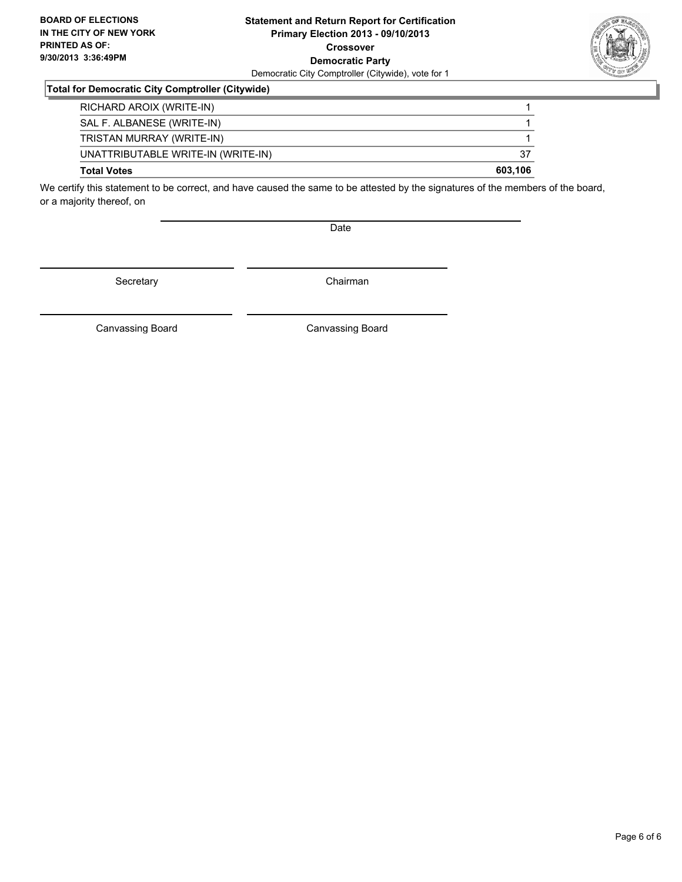**BOARD OF ELECTIONS IN THE CITY OF NEW YORK PRINTED AS OF: 9/30/2013 3:36:49PM**

**Statement and Return Report for Certification**
**Primary Election 2013 - 09/10/2013**
**Crossover**
**Democratic Party**
Democratic City Comptroller (Citywide), vote for 1

### Total for Democratic City Comptroller (Citywide)

| | |
|---|---|
| RICHARD AROIX (WRITE-IN) | 1 |
| SAL F. ALBANESE (WRITE-IN) | 1 |
| TRISTAN MURRAY (WRITE-IN) | 1 |
| UNATTRIBUTABLE WRITE-IN (WRITE-IN) | 37 |
| **Total Votes** | **603,106** |

We certify this statement to be correct, and have caused the same to be attested by the signatures of the members of the board, or a majority thereof, on

Date

Secretary

Chairman

Canvassing Board

Canvassing Board